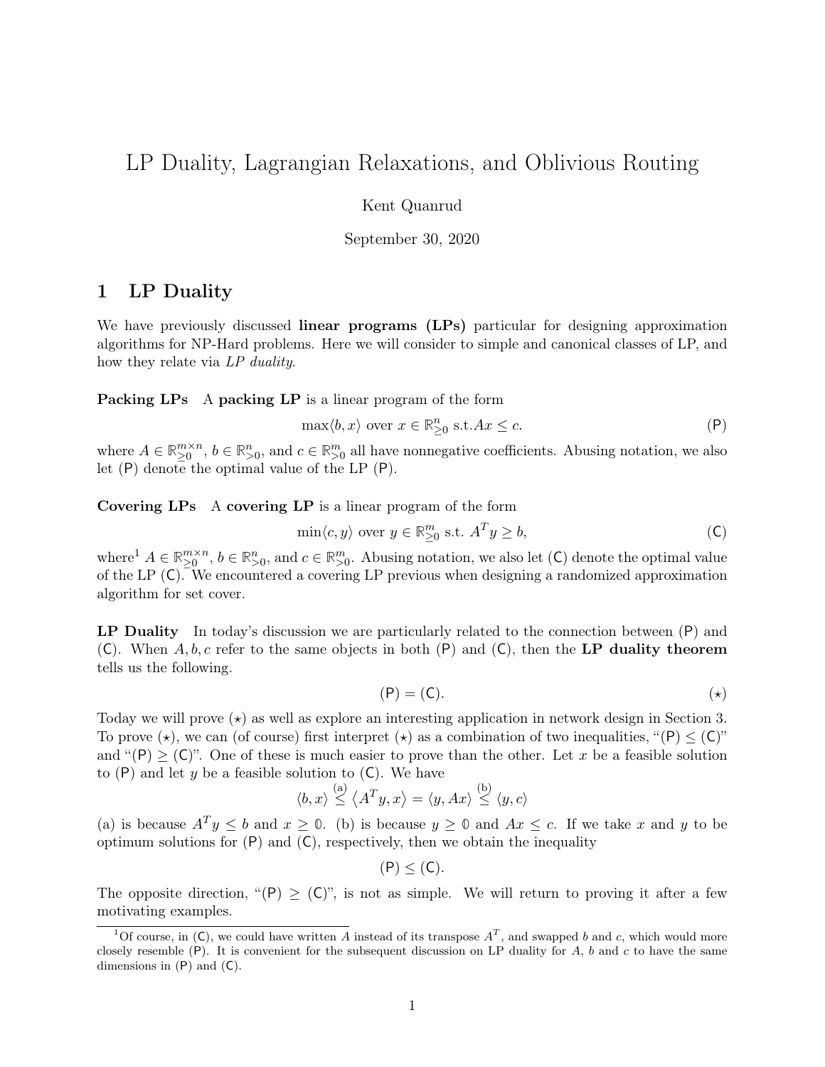# LP Duality, Lagrangian Relaxations, and Oblivious Routing

Kent Quanrud

September 30, 2020

## 1 LP Duality

We have previously discussed **linear programs (LPs)** particular for designing approximation algorithms for NP-Hard problems. Here we will consider to simple and canonical classes of LP, and how they relate via *LP duality*.

**Packing LPs** A **packing LP** is a linear program of the form

$$\max\langle b, x\rangle \text{ over } x \in \mathbb{R}^n_{\geq 0} \text{ s.t.} Ax \leq c. \tag{P}$$

where $A \in \mathbb{R}^{m\times n}_{\geq 0}$, $b \in \mathbb{R}^n_{>0}$, and $c \in \mathbb{R}^m_{>0}$ all have nonnegative coefficients. Abusing notation, we also let (P) denote the optimal value of the LP (P).

**Covering LPs** A **covering LP** is a linear program of the form

$$\min\langle c, y\rangle \text{ over } y \in \mathbb{R}^m_{\geq 0} \text{ s.t. } A^T y \geq b, \tag{C}$$

where[1] $A \in \mathbb{R}^{m\times n}_{\geq 0}$, $b \in \mathbb{R}^n_{>0}$, and $c \in \mathbb{R}^m_{>0}$. Abusing notation, we also let (C) denote the optimal value of the LP (C). We encountered a covering LP previous when designing a randomized approximation algorithm for set cover.

**LP Duality** In today's discussion we are particularly related to the connection between (P) and (C). When $A, b, c$ refer to the same objects in both (P) and (C), then the **LP duality theorem** tells us the following.

$$(\mathsf{P}) = (\mathsf{C}). \tag{$\star$}$$

Today we will prove ($\star$) as well as explore an interesting application in network design in Section 3. To prove ($\star$), we can (of course) first interpret ($\star$) as a combination of two inequalities, "(P) ≤ (C)" and "(P) ≥ (C)". One of these is much easier to prove than the other. Let $x$ be a feasible solution to (P) and let $y$ be a feasible solution to (C). We have

$$\langle b, x\rangle \overset{\text{(a)}}{\leq} \left\langle A^T y, x\right\rangle = \langle y, Ax\rangle \overset{\text{(b)}}{\leq} \langle y, c\rangle$$

(a) is because $A^T y \leq b$ and $x \geq \mathbb{0}$. (b) is because $y \geq \mathbb{0}$ and $Ax \leq c$. If we take $x$ and $y$ to be optimum solutions for (P) and (C), respectively, then we obtain the inequality

$$(\mathsf{P}) \leq (\mathsf{C}).$$

The opposite direction, "(P) ≥ (C)", is not as simple. We will return to proving it after a few motivating examples.

[1] Of course, in (C), we could have written $A$ instead of its transpose $A^T$, and swapped $b$ and $c$, which would more closely resemble (P). It is convenient for the subsequent discussion on LP duality for $A$, $b$ and $c$ to have the same dimensions in (P) and (C).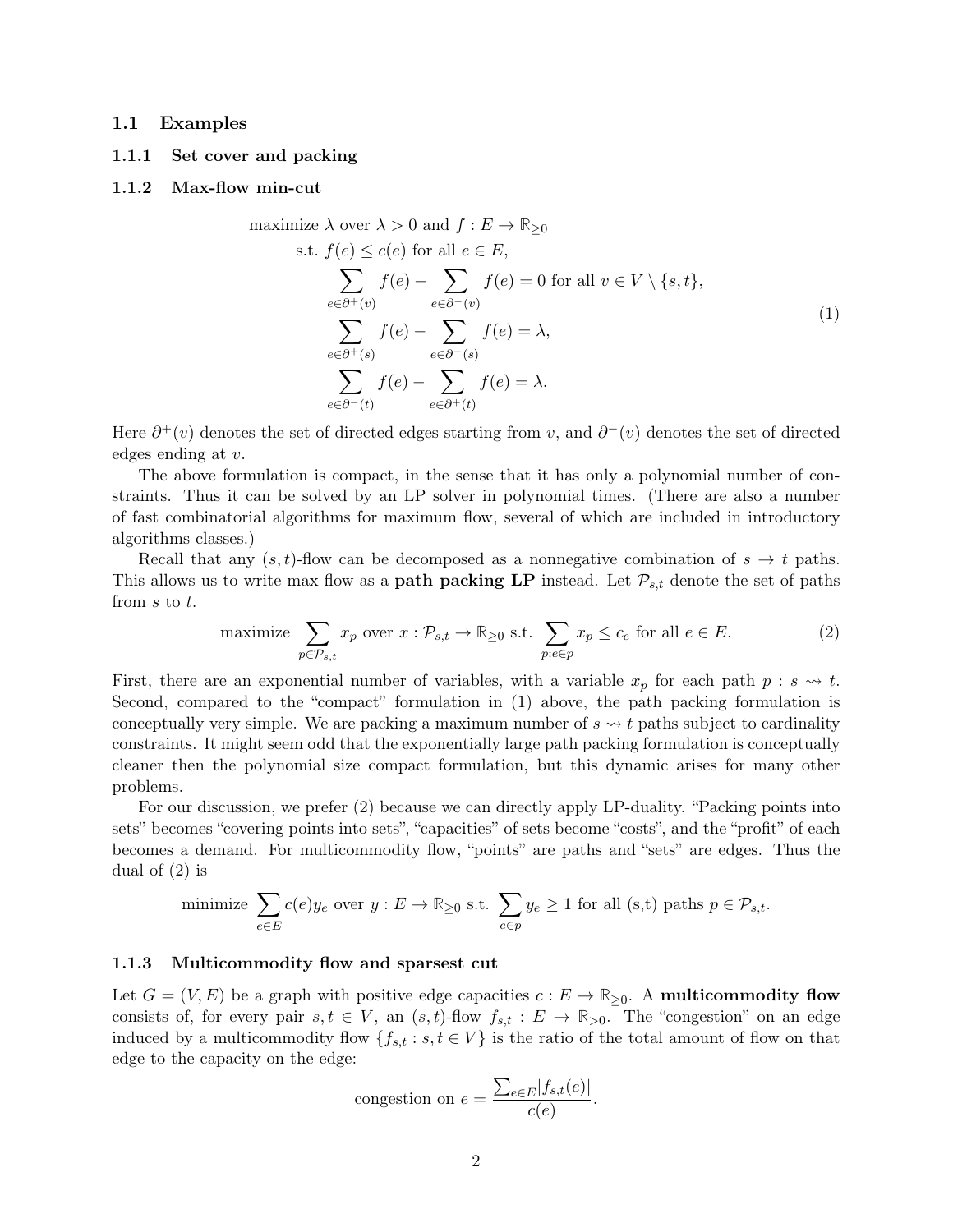### 1.1 Examples

#### 1.1.1 Set cover and packing

#### 1.1.2 Max-flow min-cut

$$
\begin{aligned}
\text{maximize } \lambda \text{ over } \lambda > 0 \text{ and } f : E \to \mathbb{R}_{\geq 0} \\
\text{s.t. } f(e) \leq c(e) \text{ for all } e \in E, \\
\sum_{e \in \partial^+(v)} f(e) - \sum_{e \in \partial^-(v)} f(e) = 0 \text{ for all } v \in V \setminus \{s, t\}, \\
\sum_{e \in \partial^+(s)} f(e) - \sum_{e \in \partial^-(s)} f(e) = \lambda, \\
\sum_{e \in \partial^-(t)} f(e) - \sum_{e \in \partial^+(t)} f(e) = \lambda.
\end{aligned}
\tag{1}
$$

Here $\partial^+(v)$ denotes the set of directed edges starting from $v$, and $\partial^-(v)$ denotes the set of directed edges ending at $v$.

The above formulation is compact, in the sense that it has only a polynomial number of constraints. Thus it can be solved by an LP solver in polynomial times. (There are also a number of fast combinatorial algorithms for maximum flow, several of which are included in introductory algorithms classes.)

Recall that any $(s, t)$-flow can be decomposed as a nonnegative combination of $s \to t$ paths. This allows us to write max flow as a **path packing LP** instead. Let $\mathcal{P}_{s,t}$ denote the set of paths from $s$ to $t$.

$$
\text{maximize} \sum_{p \in \mathcal{P}_{s,t}} x_p \text{ over } x : \mathcal{P}_{s,t} \to \mathbb{R}_{\geq 0} \text{ s.t. } \sum_{p : e \in p} x_p \leq c_e \text{ for all } e \in E. \tag{2}
$$

First, there are an exponential number of variables, with a variable $x_p$ for each path $p : s \rightsquigarrow t$. Second, compared to the "compact" formulation in (1) above, the path packing formulation is conceptually very simple. We are packing a maximum number of $s \rightsquigarrow t$ paths subject to cardinality constraints. It might seem odd that the exponentially large path packing formulation is conceptually cleaner then the polynomial size compact formulation, but this dynamic arises for many other problems.

For our discussion, we prefer (2) because we can directly apply LP-duality. "Packing points into sets" becomes "covering points into sets", "capacities" of sets become "costs", and the "profit" of each becomes a demand. For multicommodity flow, "points" are paths and "sets" are edges. Thus the dual of (2) is

$$
\text{minimize} \sum_{e \in E} c(e) y_e \text{ over } y : E \to \mathbb{R}_{\geq 0} \text{ s.t. } \sum_{e \in p} y_e \geq 1 \text{ for all (s,t) paths } p \in \mathcal{P}_{s,t}.
$$

#### 1.1.3 Multicommodity flow and sparsest cut

Let $G = (V, E)$ be a graph with positive edge capacities $c : E \to \mathbb{R}_{\geq 0}$. A **multicommodity flow** consists of, for every pair $s, t \in V$, an $(s, t)$-flow $f_{s,t} : E \to \mathbb{R}_{>0}$. The "congestion" on an edge induced by a multicommodity flow $\{f_{s,t} : s, t \in V\}$ is the ratio of the total amount of flow on that edge to the capacity on the edge:

$$
\text{congestion on } e = \frac{\sum_{e \in E} |f_{s,t}(e)|}{c(e)}.
$$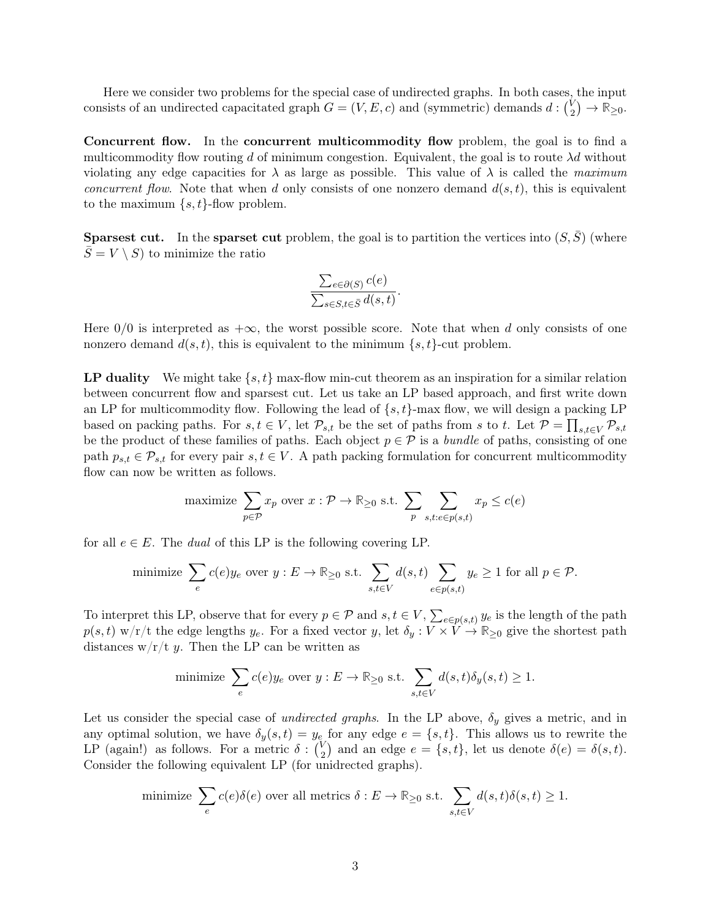Here we consider two problems for the special case of undirected graphs. In both cases, the input consists of an undirected capacitated graph $G = (V, E, c)$ and (symmetric) demands $d : \binom{V}{2} \to \mathbb{R}_{\geq 0}$.

**Concurrent flow.** In the **concurrent multicommodity flow** problem, the goal is to find a multicommodity flow routing $d$ of minimum congestion. Equivalent, the goal is to route $\lambda d$ without violating any edge capacities for $\lambda$ as large as possible. This value of $\lambda$ is called the *maximum concurrent flow*. Note that when $d$ only consists of one nonzero demand $d(s,t)$, this is equivalent to the maximum $\{s,t\}$-flow problem.

**Sparsest cut.** In the **sparset cut** problem, the goal is to partition the vertices into $(S, \bar{S})$ (where $\bar{S} = V \setminus S$) to minimize the ratio

$$\frac{\sum_{e \in \partial(S)} c(e)}{\sum_{s \in S, t \in \bar{S}} d(s,t)}.$$

Here $0/0$ is interpreted as $+\infty$, the worst possible score. Note that when $d$ only consists of one nonzero demand $d(s,t)$, this is equivalent to the minimum $\{s,t\}$-cut problem.

**LP duality** We might take $\{s,t\}$ max-flow min-cut theorem as an inspiration for a similar relation between concurrent flow and sparsest cut. Let us take an LP based approach, and first write down an LP for multicommodity flow. Following the lead of $\{s,t\}$-max flow, we will design a packing LP based on packing paths. For $s,t \in V$, let $\mathcal{P}_{s,t}$ be the set of paths from $s$ to $t$. Let $\mathcal{P} = \prod_{s,t \in V} \mathcal{P}_{s,t}$ be the product of these families of paths. Each object $p \in \mathcal{P}$ is a *bundle* of paths, consisting of one path $p_{s,t} \in \mathcal{P}_{s,t}$ for every pair $s,t \in V$. A path packing formulation for concurrent multicommodity flow can now be written as follows.

$$\text{maximize} \sum_{p \in \mathcal{P}} x_p \text{ over } x : \mathcal{P} \to \mathbb{R}_{\geq 0} \text{ s.t. } \sum_{p} \sum_{s,t : e \in p(s,t)} x_p \leq c(e)$$

for all $e \in E$. The *dual* of this LP is the following covering LP.

$$\text{minimize} \sum_{e} c(e) y_e \text{ over } y : E \to \mathbb{R}_{\geq 0} \text{ s.t. } \sum_{s,t \in V} d(s,t) \sum_{e \in p(s,t)} y_e \geq 1 \text{ for all } p \in \mathcal{P}.$$

To interpret this LP, observe that for every $p \in \mathcal{P}$ and $s,t \in V$, $\sum_{e \in p(s,t)} y_e$ is the length of the path $p(s,t)$ w/r/t the edge lengths $y_e$. For a fixed vector $y$, let $\delta_y : V \times V \to \mathbb{R}_{\geq 0}$ give the shortest path distances w/r/t $y$. Then the LP can be written as

$$\text{minimize} \sum_{e} c(e) y_e \text{ over } y : E \to \mathbb{R}_{\geq 0} \text{ s.t. } \sum_{s,t \in V} d(s,t) \delta_y(s,t) \geq 1.$$

Let us consider the special case of *undirected graphs*. In the LP above, $\delta_y$ gives a metric, and in any optimal solution, we have $\delta_y(s,t) = y_e$ for any edge $e = \{s,t\}$. This allows us to rewrite the LP (again!) as follows. For a metric $\delta : \binom{V}{2}$ and an edge $e = \{s,t\}$, let us denote $\delta(e) = \delta(s,t)$. Consider the following equivalent LP (for unidrected graphs).

$$\text{minimize} \sum_{e} c(e) \delta(e) \text{ over all metrics } \delta : E \to \mathbb{R}_{\geq 0} \text{ s.t. } \sum_{s,t \in V} d(s,t) \delta(s,t) \geq 1.$$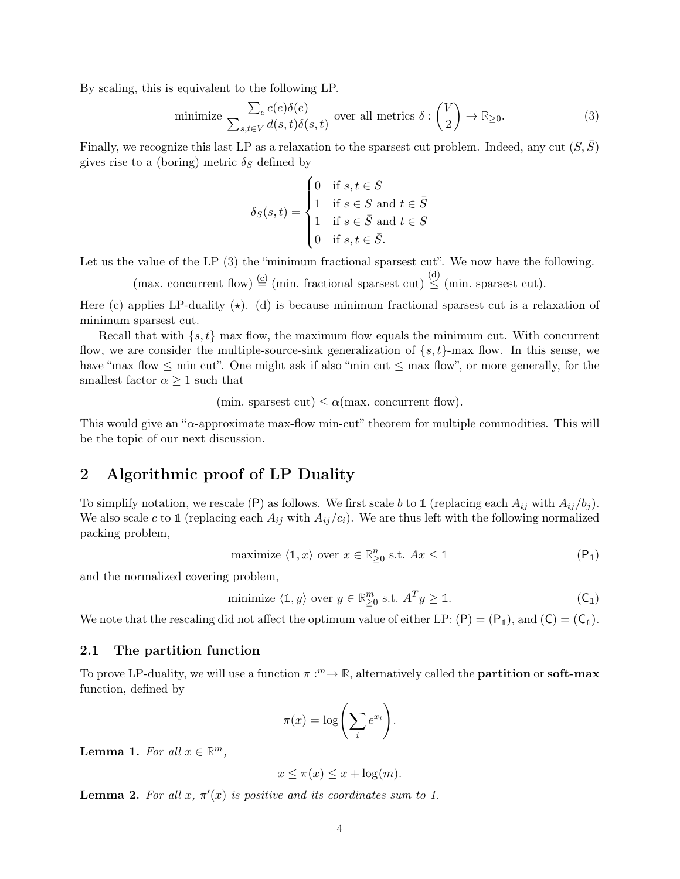By scaling, this is equivalent to the following LP.

$$\text{minimize } \frac{\sum_e c(e)\delta(e)}{\sum_{s,t \in V} d(s,t)\delta(s,t)} \text{ over all metrics } \delta : \binom{V}{2} \to \mathbb{R}_{\geq 0}. \tag{3}$$

Finally, we recognize this last LP as a relaxation to the sparsest cut problem. Indeed, any cut $(S, \bar{S})$ gives rise to a (boring) metric $\delta_S$ defined by

$$\delta_S(s,t) = \begin{cases} 0 & \text{if } s,t \in S \\ 1 & \text{if } s \in S \text{ and } t \in \bar{S} \\ 1 & \text{if } s \in \bar{S} \text{ and } t \in S \\ 0 & \text{if } s,t \in \bar{S}. \end{cases}$$

Let us the value of the LP (3) the "minimum fractional sparsest cut". We now have the following.

$$\text{(max. concurrent flow)} \overset{\text{(c)}}{=} \text{(min. fractional sparsest cut)} \overset{\text{(d)}}{\leq} \text{(min. sparsest cut)}.$$

Here (c) applies LP-duality ($\star$). (d) is because minimum fractional sparsest cut is a relaxation of minimum sparsest cut.

Recall that with $\{s,t\}$ max flow, the maximum flow equals the minimum cut. With concurrent flow, we are consider the multiple-source-sink generalization of $\{s,t\}$-max flow. In this sense, we have "max flow $\leq$ min cut". One might ask if also "min cut $\leq$ max flow", or more generally, for the smallest factor $\alpha \geq 1$ such that

$$\text{(min. sparsest cut)} \leq \alpha\text{(max. concurrent flow)}.$$

This would give an "$\alpha$-approximate max-flow min-cut" theorem for multiple commodities. This will be the topic of our next discussion.

## 2 Algorithmic proof of LP Duality

To simplify notation, we rescale (P) as follows. We first scale $b$ to $\mathbb{1}$ (replacing each $A_{ij}$ with $A_{ij}/b_j$). We also scale $c$ to $\mathbb{1}$ (replacing each $A_{ij}$ with $A_{ij}/c_i$). We are thus left with the following normalized packing problem,

$$\text{maximize } \langle \mathbb{1}, x \rangle \text{ over } x \in \mathbb{R}^n_{\geq 0} \text{ s.t. } Ax \leq \mathbb{1} \tag{$\mathsf{P}_{\mathbb{1}}$}$$

and the normalized covering problem,

$$\text{minimize } \langle \mathbb{1}, y \rangle \text{ over } y \in \mathbb{R}^m_{\geq 0} \text{ s.t. } A^T y \geq \mathbb{1}. \tag{$\mathsf{C}_{\mathbb{1}}$}$$

We note that the rescaling did not affect the optimum value of either LP: $(\mathsf{P}) = (\mathsf{P}_{\mathbb{1}})$, and $(\mathsf{C}) = (\mathsf{C}_{\mathbb{1}})$.

### 2.1 The partition function

To prove LP-duality, we will use a function $\pi :^m \to \mathbb{R}$, alternatively called the **partition** or **soft-max** function, defined by

$$\pi(x) = \log\left(\sum_i e^{x_i}\right).$$

**Lemma 1.** *For all* $x \in \mathbb{R}^m$*,*

$$x \leq \pi(x) \leq x + \log(m).$$

**Lemma 2.** *For all* $x$*,* $\pi'(x)$ *is positive and its coordinates sum to 1.*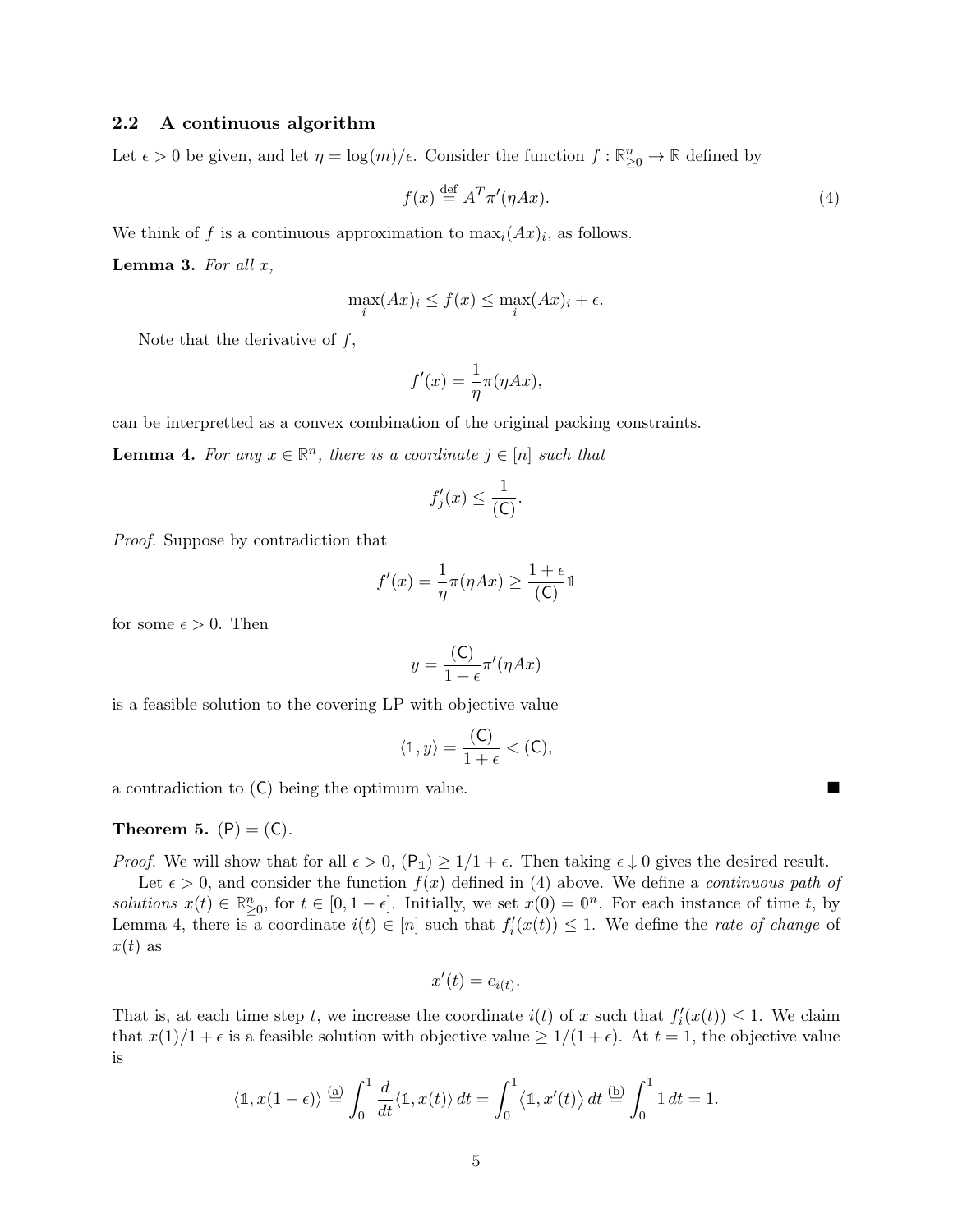## 2.2 A continuous algorithm

Let $\epsilon > 0$ be given, and let $\eta = \log(m)/\epsilon$. Consider the function $f : \mathbb{R}^n_{\geq 0} \to \mathbb{R}$ defined by

$$f(x) \stackrel{\text{def}}{=} A^T \pi'(\eta A x). \tag{4}$$

We think of $f$ is a continuous approximation to $\max_i (Ax)_i$, as follows.

**Lemma 3.** *For all $x$,*

$$\max_i (Ax)_i \leq f(x) \leq \max_i (Ax)_i + \epsilon.$$

Note that the derivative of $f$,

$$f'(x) = \frac{1}{\eta} \pi(\eta A x),$$

can be interpretted as a convex combination of the original packing constraints.

**Lemma 4.** *For any $x \in \mathbb{R}^n$, there is a coordinate $j \in [n]$ such that*

$$f'_j(x) \leq \frac{1}{(\mathsf{C})}.$$

*Proof.* Suppose by contradiction that

$$f'(x) = \frac{1}{\eta} \pi(\eta A x) \geq \frac{1+\epsilon}{(\mathsf{C})} \mathbb{1}$$

for some $\epsilon > 0$. Then

$$y = \frac{(\mathsf{C})}{1+\epsilon} \pi'(\eta A x)$$

is a feasible solution to the covering LP with objective value

$$\langle \mathbb{1}, y \rangle = \frac{(\mathsf{C})}{1+\epsilon} < (\mathsf{C}),$$

a contradiction to $(\mathsf{C})$ being the optimum value. ■

**Theorem 5.** $(\mathsf{P}) = (\mathsf{C})$.

*Proof.* We will show that for all $\epsilon > 0$, $(\mathsf{P}_{\mathbb{1}}) \geq 1/1 + \epsilon$. Then taking $\epsilon \downarrow 0$ gives the desired result.

Let $\epsilon > 0$, and consider the function $f(x)$ defined in (4) above. We define a *continuous path of solutions* $x(t) \in \mathbb{R}^n_{\geq 0}$, for $t \in [0, 1-\epsilon]$. Initially, we set $x(0) = \mathbb{0}^n$. For each instance of time $t$, by Lemma 4, there is a coordinate $i(t) \in [n]$ such that $f'_i(x(t)) \leq 1$. We define the *rate of change* of $x(t)$ as

$$x'(t) = e_{i(t)}.$$

That is, at each time step $t$, we increase the coordinate $i(t)$ of $x$ such that $f'_i(x(t)) \leq 1$. We claim that $x(1)/1 + \epsilon$ is a feasible solution with objective value $\geq 1/(1+\epsilon)$. At $t = 1$, the objective value is

$$\langle \mathbb{1}, x(1-\epsilon) \rangle \stackrel{\text{(a)}}{=} \int_0^1 \frac{d}{dt} \langle \mathbb{1}, x(t) \rangle \, dt = \int_0^1 \langle \mathbb{1}, x'(t) \rangle \, dt \stackrel{\text{(b)}}{=} \int_0^1 1 \, dt = 1.$$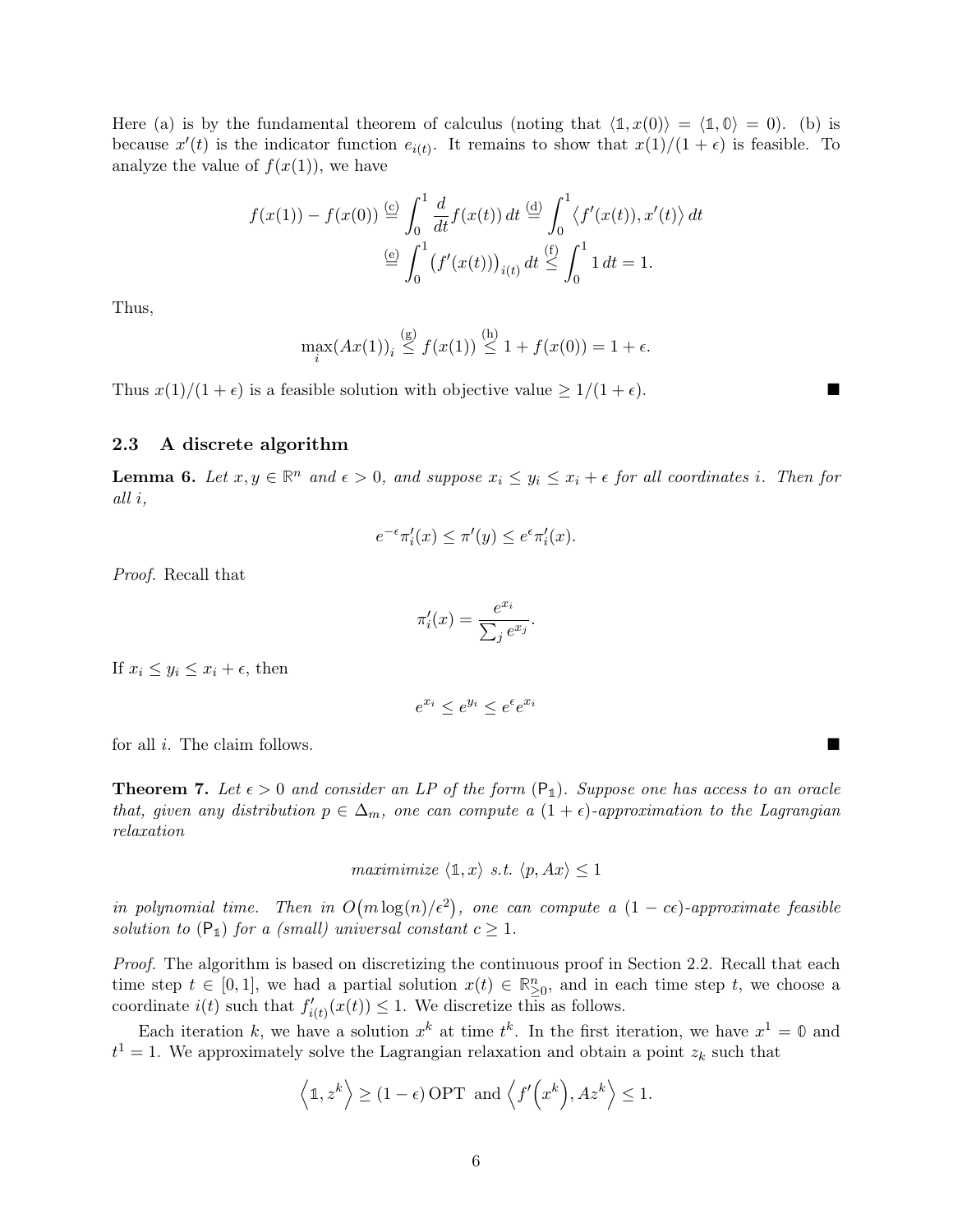Here (a) is by the fundamental theorem of calculus (noting that $\langle \mathbb{1}, x(0) \rangle = \langle \mathbb{1}, \mathbb{0} \rangle = 0$). (b) is because $x'(t)$ is the indicator function $e_{i(t)}$. It remains to show that $x(1)/(1+\epsilon)$ is feasible. To analyze the value of $f(x(1))$, we have

$$
\begin{aligned}
f(x(1)) - f(x(0)) &\overset{(c)}{=} \int_0^1 \frac{d}{dt} f(x(t))\, dt \overset{(d)}{=} \int_0^1 \langle f'(x(t)), x'(t) \rangle\, dt \\
&\overset{(e)}{=} \int_0^1 \big(f'(x(t))\big)_{i(t)}\, dt \overset{(f)}{\leq} \int_0^1 1\, dt = 1.
\end{aligned}
$$

Thus,

$$
\max_i (Ax(1))_i \overset{(g)}{\leq} f(x(1)) \overset{(h)}{\leq} 1 + f(x(0)) = 1 + \epsilon.
$$

Thus $x(1)/(1+\epsilon)$ is a feasible solution with objective value $\geq 1/(1+\epsilon)$. ∎

### 2.3 A discrete algorithm

**Lemma 6.** *Let $x, y \in \mathbb{R}^n$ and $\epsilon > 0$, and suppose $x_i \leq y_i \leq x_i + \epsilon$ for all coordinates $i$. Then for all $i$,*

$$
e^{-\epsilon} \pi_i'(x) \leq \pi'(y) \leq e^{\epsilon} \pi_i'(x).
$$

*Proof.* Recall that

$$
\pi_i'(x) = \frac{e^{x_i}}{\sum_j e^{x_j}}.
$$

If $x_i \leq y_i \leq x_i + \epsilon$, then

$$
e^{x_i} \leq e^{y_i} \leq e^{\epsilon} e^{x_i}
$$

for all $i$. The claim follows. ∎

**Theorem 7.** *Let $\epsilon > 0$ and consider an LP of the form $(\mathsf{P}_{\mathbb{1}})$. Suppose one has access to an oracle that, given any distribution $p \in \Delta_m$, one can compute a $(1+\epsilon)$-approximation to the Lagrangian relaxation*

$$
\textit{maximimize } \langle \mathbb{1}, x \rangle \textit{ s.t. } \langle p, Ax \rangle \leq 1
$$

*in polynomial time. Then in $O\big(m \log(n)/\epsilon^2\big)$, one can compute a $(1 - c\epsilon)$-approximate feasible solution to $(\mathsf{P}_{\mathbb{1}})$ for a (small) universal constant $c \geq 1$.*

*Proof.* The algorithm is based on discretizing the continuous proof in Section 2.2. Recall that each time step $t \in [0,1]$, we had a partial solution $x(t) \in \mathbb{R}^n_{\geq 0}$, and in each time step $t$, we choose a coordinate $i(t)$ such that $f'_{i(t)}(x(t)) \leq 1$. We discretize this as follows.

Each iteration $k$, we have a solution $x^k$ at time $t^k$. In the first iteration, we have $x^1 = \mathbb{0}$ and $t^1 = 1$. We approximately solve the Lagrangian relaxation and obtain a point $z_k$ such that

$$
\left\langle \mathbb{1}, z^k \right\rangle \geq (1-\epsilon)\,\mathrm{OPT} \;\text{ and }\; \left\langle f'\!\left(x^k\right), Az^k \right\rangle \leq 1.
$$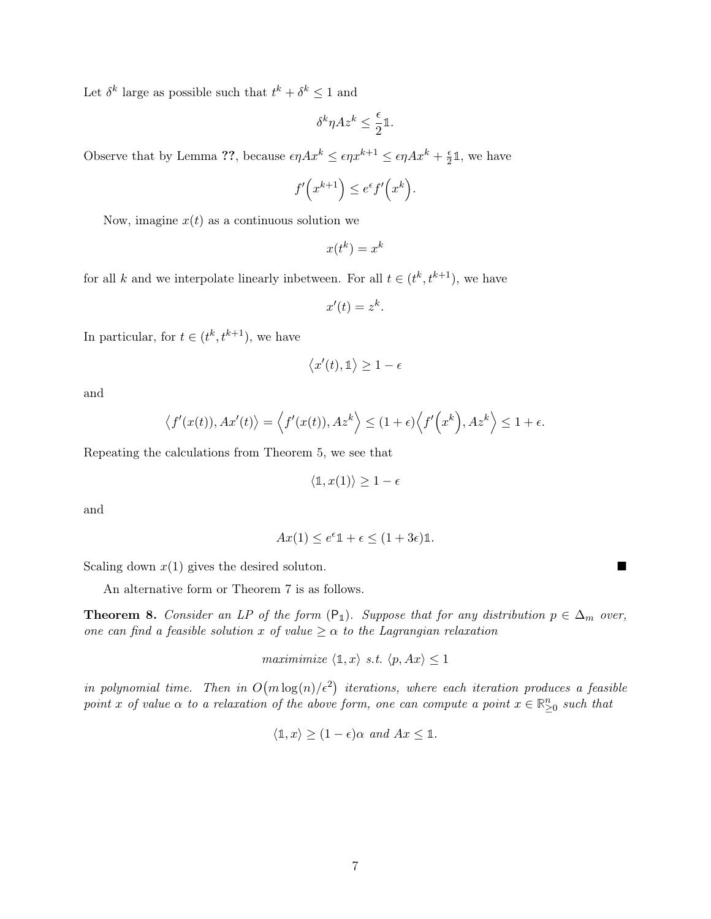Let $\delta^k$ large as possible such that $t^k + \delta^k \leq 1$ and

$$\delta^k \eta A z^k \leq \frac{\epsilon}{2}\mathbb{1}.$$

Observe that by Lemma **??**, because $\epsilon\eta A x^k \leq \epsilon\eta x^{k+1} \leq \epsilon\eta A x^k + \frac{\epsilon}{2}\mathbb{1}$, we have

$$f'\Big(x^{k+1}\Big) \leq e^{\epsilon} f'\Big(x^k\Big).$$

Now, imagine $x(t)$ as a continuous solution we

$$x(t^k) = x^k$$

for all $k$ and we interpolate linearly inbetween. For all $t \in (t^k, t^{k+1})$, we have

$$x'(t) = z^k.$$

In particular, for $t \in (t^k, t^{k+1})$, we have

$$\big\langle x'(t), \mathbb{1}\big\rangle \geq 1 - \epsilon$$

and

$$\big\langle f'(x(t)), Ax'(t)\big\rangle = \Big\langle f'(x(t)), Az^k\Big\rangle \leq (1+\epsilon)\Big\langle f'\Big(x^k\Big), Az^k\Big\rangle \leq 1 + \epsilon.$$

Repeating the calculations from Theorem 5, we see that

$$\langle \mathbb{1}, x(1)\rangle \geq 1 - \epsilon$$

and

$$Ax(1) \leq e^{\epsilon}\mathbb{1} + \epsilon \leq (1 + 3\epsilon)\mathbb{1}.$$

Scaling down $x(1)$ gives the desired soluton. ∎

An alternative form or Theorem 7 is as follows.

**Theorem 8.** *Consider an LP of the form* $(\mathsf{P}_{\mathbb{1}})$. *Suppose that for any distribution* $p \in \Delta_m$ *over, one can find a feasible solution* $x$ *of value* $\geq \alpha$ *to the Lagrangian relaxation*

$$\textit{maximimize } \langle \mathbb{1}, x\rangle \textit{ s.t. } \langle p, Ax\rangle \leq 1$$

*in polynomial time. Then in* $O\big(m\log(n)/\epsilon^2\big)$ *iterations, where each iteration produces a feasible point* $x$ *of value* $\alpha$ *to a relaxation of the above form, one can compute a point* $x \in \mathbb{R}^n_{\geq 0}$ *such that*

$$\langle \mathbb{1}, x\rangle \geq (1-\epsilon)\alpha \textit{ and } Ax \leq \mathbb{1}.$$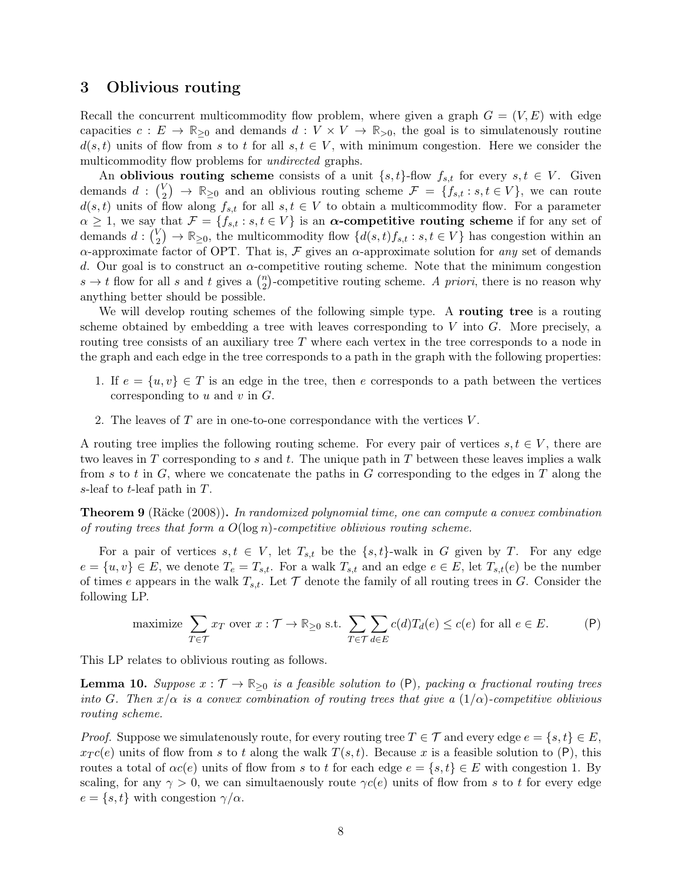## 3 Oblivious routing

Recall the concurrent multicommodity flow problem, where given a graph $G = (V, E)$ with edge capacities $c : E \to \mathbb{R}_{\geq 0}$ and demands $d : V \times V \to \mathbb{R}_{>0}$, the goal is to simulatenously routine $d(s,t)$ units of flow from $s$ to $t$ for all $s, t \in V$, with minimum congestion. Here we consider the multicommodity flow problems for *undirected* graphs.

An **oblivious routing scheme** consists of a unit $\{s,t\}$-flow $f_{s,t}$ for every $s, t \in V$. Given demands $d : \binom{V}{2} \to \mathbb{R}_{\geq 0}$ and an oblivious routing scheme $\mathcal{F} = \{f_{s,t} : s,t \in V\}$, we can route $d(s,t)$ units of flow along $f_{s,t}$ for all $s, t \in V$ to obtain a multicommodity flow. For a parameter $\alpha \geq 1$, we say that $\mathcal{F} = \{f_{s,t} : s, t \in V\}$ is an **$\alpha$-competitive routing scheme** if for any set of demands $d : \binom{V}{2} \to \mathbb{R}_{\geq 0}$, the multicommodity flow $\{d(s,t) f_{s,t} : s, t \in V\}$ has congestion within an $\alpha$-approximate factor of OPT. That is, $\mathcal{F}$ gives an $\alpha$-approximate solution for *any* set of demands $d$. Our goal is to construct an $\alpha$-competitive routing scheme. Note that the minimum congestion $s \to t$ flow for all $s$ and $t$ gives a $\binom{n}{2}$-competitive routing scheme. *A priori*, there is no reason why anything better should be possible.

We will develop routing schemes of the following simple type. A **routing tree** is a routing scheme obtained by embedding a tree with leaves corresponding to $V$ into $G$. More precisely, a routing tree consists of an auxiliary tree $T$ where each vertex in the tree corresponds to a node in the graph and each edge in the tree corresponds to a path in the graph with the following properties:

1. If $e = \{u, v\} \in T$ is an edge in the tree, then $e$ corresponds to a path between the vertices corresponding to $u$ and $v$ in $G$.
2. The leaves of $T$ are in one-to-one correspondance with the vertices $V$.

A routing tree implies the following routing scheme. For every pair of vertices $s, t \in V$, there are two leaves in $T$ corresponding to $s$ and $t$. The unique path in $T$ between these leaves implies a walk from $s$ to $t$ in $G$, where we concatenate the paths in $G$ corresponding to the edges in $T$ along the $s$-leaf to $t$-leaf path in $T$.

**Theorem 9** (Räcke (2008))**.** *In randomized polynomial time, one can compute a convex combination of routing trees that form a $O(\log n)$-competitive oblivious routing scheme.*

For a pair of vertices $s, t \in V$, let $T_{s,t}$ be the $\{s,t\}$-walk in $G$ given by $T$. For any edge $e = \{u, v\} \in E$, we denote $T_e = T_{s,t}$. For a walk $T_{s,t}$ and an edge $e \in E$, let $T_{s,t}(e)$ be the number of times $e$ appears in the walk $T_{s,t}$. Let $\mathcal{T}$ denote the family of all routing trees in $G$. Consider the following LP.

$$\text{maximize} \sum_{T \in \mathcal{T}} x_T \text{ over } x : \mathcal{T} \to \mathbb{R}_{\geq 0} \text{ s.t. } \sum_{T \in \mathcal{T}} \sum_{d \in E} c(d) T_d(e) \leq c(e) \text{ for all } e \in E. \tag{P}$$

This LP relates to oblivious routing as follows.

**Lemma 10.** *Suppose $x : \mathcal{T} \to \mathbb{R}_{\geq 0}$ is a feasible solution to* (P)*, packing $\alpha$ fractional routing trees into $G$. Then $x/\alpha$ is a convex combination of routing trees that give a $(1/\alpha)$-competitive oblivious routing scheme.*

*Proof.* Suppose we simulatenously route, for every routing tree $T \in \mathcal{T}$ and every edge $e = \{s, t\} \in E$, $x_T c(e)$ units of flow from $s$ to $t$ along the walk $T(s,t)$. Because $x$ is a feasible solution to (P), this routes a total of $\alpha c(e)$ units of flow from $s$ to $t$ for each edge $e = \{s, t\} \in E$ with congestion 1. By scaling, for any $\gamma > 0$, we can simultaenously route $\gamma c(e)$ units of flow from $s$ to $t$ for every edge $e = \{s, t\}$ with congestion $\gamma / \alpha$.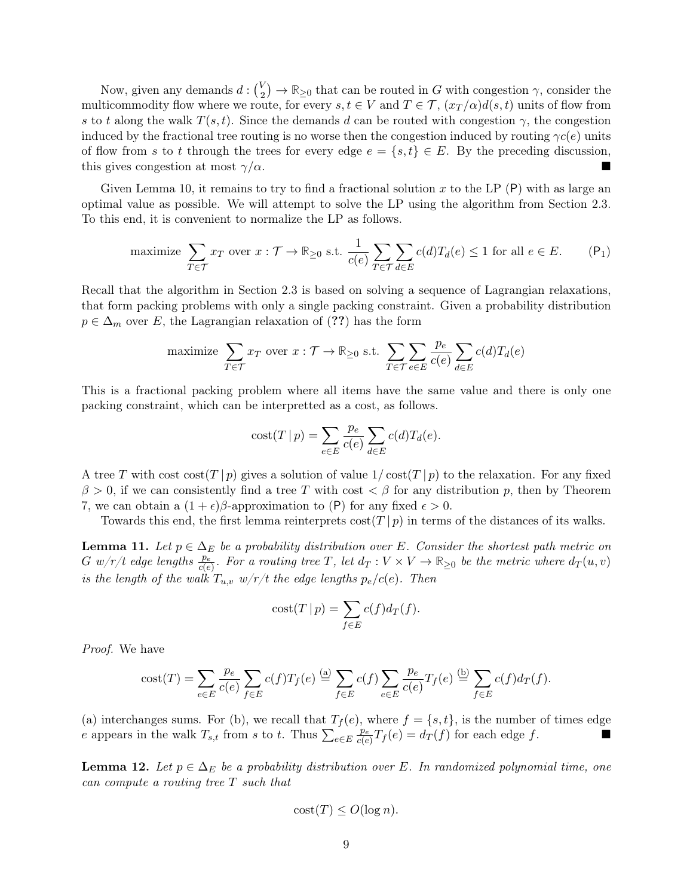Now, given any demands $d : \binom{V}{2} \to \mathbb{R}_{\geq 0}$ that can be routed in $G$ with congestion $\gamma$, consider the multicommodity flow where we route, for every $s, t \in V$ and $T \in \mathcal{T}$, $(x_T/\alpha)d(s,t)$ units of flow from $s$ to $t$ along the walk $T(s,t)$. Since the demands $d$ can be routed with congestion $\gamma$, the congestion induced by the fractional tree routing is no worse then the congestion induced by routing $\gamma c(e)$ units of flow from $s$ to $t$ through the trees for every edge $e = \{s, t\} \in E$. By the preceding discussion, this gives congestion at most $\gamma/\alpha$. ■

Given Lemma 10, it remains to try to find a fractional solution $x$ to the LP (P) with as large an optimal value as possible. We will attempt to solve the LP using the algorithm from Section 2.3. To this end, it is convenient to normalize the LP as follows.

$$\text{maximize } \sum_{T \in \mathcal{T}} x_T \text{ over } x : \mathcal{T} \to \mathbb{R}_{\geq 0} \text{ s.t. } \frac{1}{c(e)} \sum_{T \in \mathcal{T}} \sum_{d \in E} c(d) T_d(e) \leq 1 \text{ for all } e \in E. \qquad (\mathsf{P}_1)$$

Recall that the algorithm in Section 2.3 is based on solving a sequence of Lagrangian relaxations, that form packing problems with only a single packing constraint. Given a probability distribution $p \in \Delta_m$ over $E$, the Lagrangian relaxation of (**??**) has the form

$$\text{maximize } \sum_{T \in \mathcal{T}} x_T \text{ over } x : \mathcal{T} \to \mathbb{R}_{\geq 0} \text{ s.t. } \sum_{T \in \mathcal{T}} \sum_{e \in E} \frac{p_e}{c(e)} \sum_{d \in E} c(d) T_d(e)$$

This is a fractional packing problem where all items have the same value and there is only one packing constraint, which can be interpretted as a cost, as follows.

$$\text{cost}(T \mid p) = \sum_{e \in E} \frac{p_e}{c(e)} \sum_{d \in E} c(d) T_d(e).$$

A tree $T$ with cost $\text{cost}(T \mid p)$ gives a solution of value $1/\text{cost}(T \mid p)$ to the relaxation. For any fixed $\beta > 0$, if we can consistently find a tree $T$ with cost $< \beta$ for any distribution $p$, then by Theorem 7, we can obtain a $(1+\epsilon)\beta$-approximation to (P) for any fixed $\epsilon > 0$.

Towards this end, the first lemma reinterprets $\text{cost}(T \mid p)$ in terms of the distances of its walks.

**Lemma 11.** *Let $p \in \Delta_E$ be a probability distribution over $E$. Consider the shortest path metric on $G$ w/r/t edge lengths $\frac{p_e}{c(e)}$. For a routing tree $T$, let $d_T : V \times V \to \mathbb{R}_{\geq 0}$ be the metric where $d_T(u, v)$ is the length of the walk $T_{u,v}$ w/r/t the edge lengths $p_e/c(e)$. Then*

$$\text{cost}(T \mid p) = \sum_{f \in E} c(f) d_T(f).$$

*Proof.* We have

$$\text{cost}(T) = \sum_{e \in E} \frac{p_e}{c(e)} \sum_{f \in E} c(f) T_f(e) \overset{\text{(a)}}{=} \sum_{f \in E} c(f) \sum_{e \in E} \frac{p_e}{c(e)} T_f(e) \overset{\text{(b)}}{=} \sum_{f \in E} c(f) d_T(f).$$

(a) interchanges sums. For (b), we recall that $T_f(e)$, where $f = \{s, t\}$, is the number of times edge $e$ appears in the walk $T_{s,t}$ from $s$ to $t$. Thus $\sum_{e \in E} \frac{p_e}{c(e)} T_f(e) = d_T(f)$ for each edge $f$. ■

**Lemma 12.** *Let $p \in \Delta_E$ be a probability distribution over $E$. In randomized polynomial time, one can compute a routing tree $T$ such that*

$$\text{cost}(T) \leq O(\log n).$$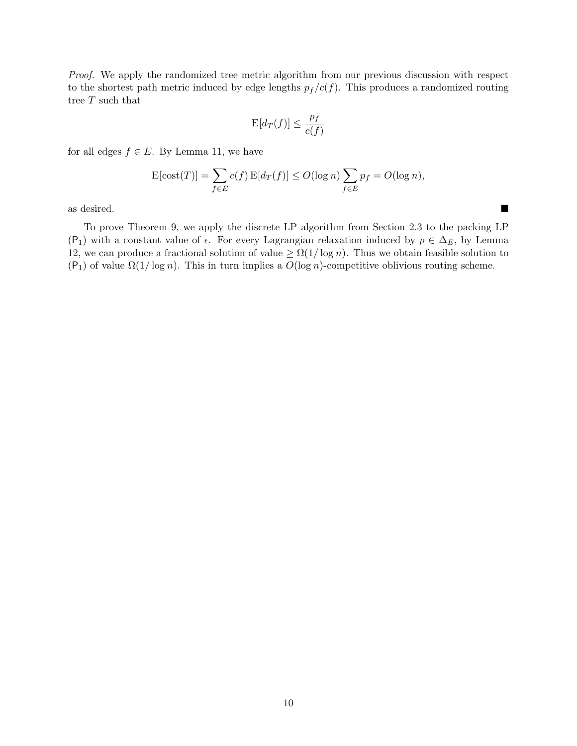*Proof.* We apply the randomized tree metric algorithm from our previous discussion with respect to the shortest path metric induced by edge lengths $p_f/c(f)$. This produces a randomized routing tree $T$ such that

$$\mathrm{E}[d_T(f)] \leq \frac{p_f}{c(f)}$$

for all edges $f \in E$. By Lemma 11, we have

$$\mathrm{E}[\mathrm{cost}(T)] = \sum_{f \in E} c(f)\, \mathrm{E}[d_T(f)] \leq O(\log n) \sum_{f \in E} p_f = O(\log n),$$

as desired. ∎

To prove Theorem 9, we apply the discrete LP algorithm from Section 2.3 to the packing LP ($\mathsf{P}_1$) with a constant value of $\epsilon$. For every Lagrangian relaxation induced by $p \in \Delta_E$, by Lemma 12, we can produce a fractional solution of value $\geq \Omega(1/\log n)$. Thus we obtain feasible solution to ($\mathsf{P}_1$) of value $\Omega(1/\log n)$. This in turn implies a $O(\log n)$-competitive oblivious routing scheme.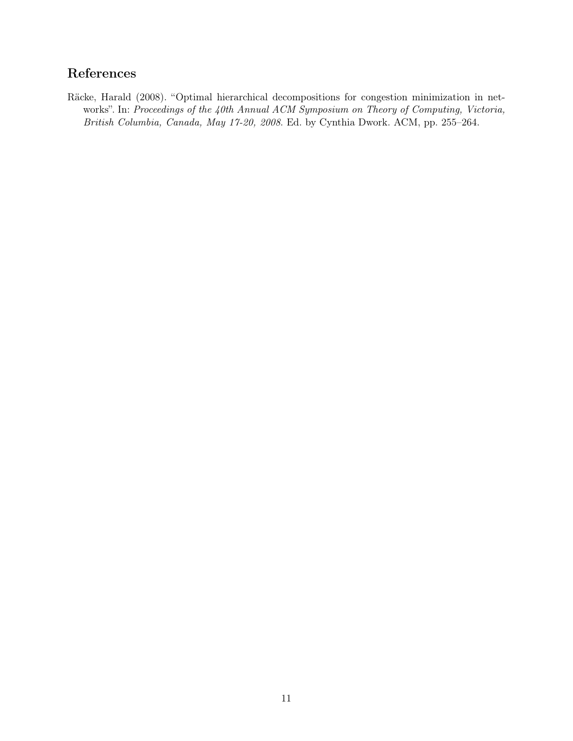## References

Räcke, Harald (2008). "Optimal hierarchical decompositions for congestion minimization in networks". In: *Proceedings of the 40th Annual ACM Symposium on Theory of Computing, Victoria, British Columbia, Canada, May 17-20, 2008*. Ed. by Cynthia Dwork. ACM, pp. 255–264.